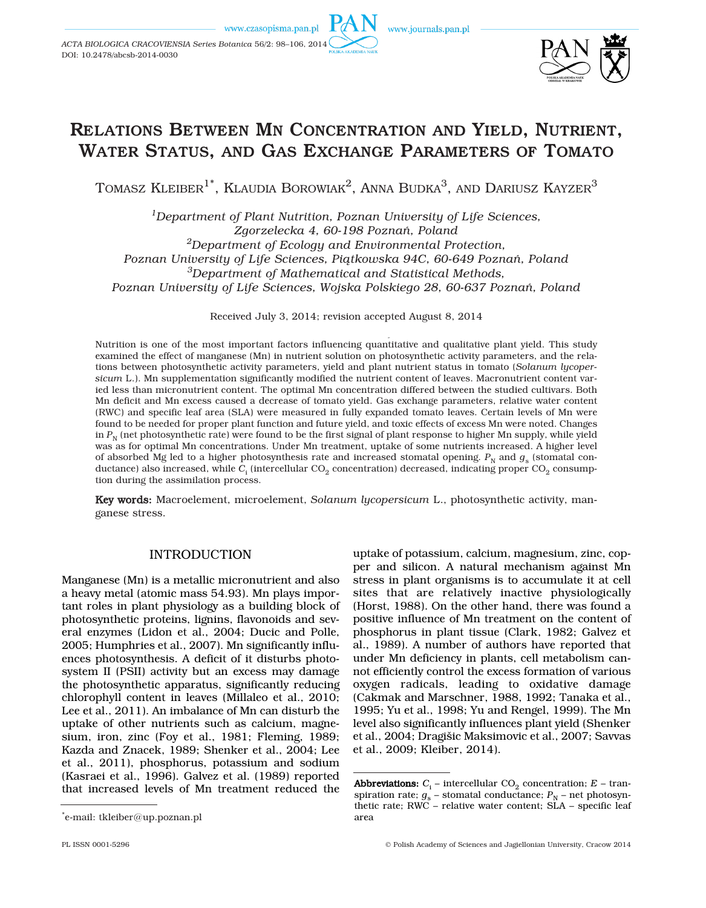# RELATIONS BETWEEN MN CONCENTRATION AND YIELD, NUTRIENT, WATER STATUS, AND GAS EXCHANGE PARAMETERS OF TOMATO

TOMASZ KLEIBER[1*], KLAUDIA BOROWIAK[2], ANNA BUDKA[3], AND DARIUSZ KAYZER[3]

*[1]Department of Plant Nutrition, Poznan University of Life Sciences, Zgorzelecka 4, 60-198 Poznań, Poland*
*[2]Department of Ecology and Environmental Protection, Poznan University of Life Sciences, Piątkowska 94C, 60-649 Poznań, Poland*
*[3]Department of Mathematical and Statistical Methods, Poznan University of Life Sciences, Wojska Polskiego 28, 60-637 Poznań, Poland*

Received July 3, 2014; revision accepted August 8, 2014

Nutrition is one of the most important factors influencing quantitative and qualitative plant yield. This study examined the effect of manganese (Mn) in nutrient solution on photosynthetic activity parameters, and the relations between photosynthetic activity parameters, yield and plant nutrient status in tomato (*Solanum lycopersicum* L.). Mn supplementation significantly modified the nutrient content of leaves. Macronutrient content varied less than micronutrient content. The optimal Mn concentration differed between the studied cultivars. Both Mn deficit and Mn excess caused a decrease of tomato yield. Gas exchange parameters, relative water content (RWC) and specific leaf area (SLA) were measured in fully expanded tomato leaves. Certain levels of Mn were found to be needed for proper plant function and future yield, and toxic effects of excess Mn were noted. Changes in $P_N$ (net photosynthetic rate) were found to be the first signal of plant response to higher Mn supply, while yield was as for optimal Mn concentrations. Under Mn treatment, uptake of some nutrients increased. A higher level of absorbed Mg led to a higher photosynthesis rate and increased stomatal opening. $P_N$ and $g_s$ (stomatal conductance) also increased, while $C_i$ (intercellular $CO_2$ concentration) decreased, indicating proper $CO_2$ consumption during the assimilation process.

**Key words:** Macroelement, microelement, *Solanum lycopersicum* L., photosynthetic activity, manganese stress.

## INTRODUCTION

Manganese (Mn) is a metallic micronutrient and also a heavy metal (atomic mass 54.93). Mn plays important roles in plant physiology as a building block of photosynthetic proteins, lignins, flavonoids and several enzymes (Lidon et al., 2004; Ducic and Polle, 2005; Humphries et al., 2007). Mn significantly influences photosynthesis. A deficit of it disturbs photosystem II (PSII) activity but an excess may damage the photosynthetic apparatus, significantly reducing chlorophyll content in leaves (Millaleo et al., 2010; Lee et al., 2011). An imbalance of Mn can disturb the uptake of other nutrients such as calcium, magnesium, iron, zinc (Foy et al., 1981; Fleming, 1989; Kazda and Znacek, 1989; Shenker et al., 2004; Lee et al., 2011), phosphorus, potassium and sodium (Kasraei et al., 1996). Galvez et al. (1989) reported that increased levels of Mn treatment reduced the uptake of potassium, calcium, magnesium, zinc, copper and silicon. A natural mechanism against Mn stress in plant organisms is to accumulate it at cell sites that are relatively inactive physiologically (Horst, 1988). On the other hand, there was found a positive influence of Mn treatment on the content of phosphorus in plant tissue (Clark, 1982; Galvez et al., 1989). A number of authors have reported that under Mn deficiency in plants, cell metabolism cannot efficiently control the excess formation of various oxygen radicals, leading to oxidative damage (Cakmak and Marschner, 1988, 1992; Tanaka et al., 1995; Yu et al., 1998; Yu and Rengel, 1999). The Mn level also significantly influences plant yield (Shenker et al., 2004; Dragišic Maksimovic et al., 2007; Savvas et al., 2009; Kleiber, 2014).

*e-mail: tkleiber@up.poznan.pl

**Abbreviations:** $C_i$ – intercellular $CO_2$ concentration; $E$ – transpiration rate; $g_s$ – stomatal conductance; $P_N$ – net photosynthetic rate; RWC – relative water content; SLA – specific leaf area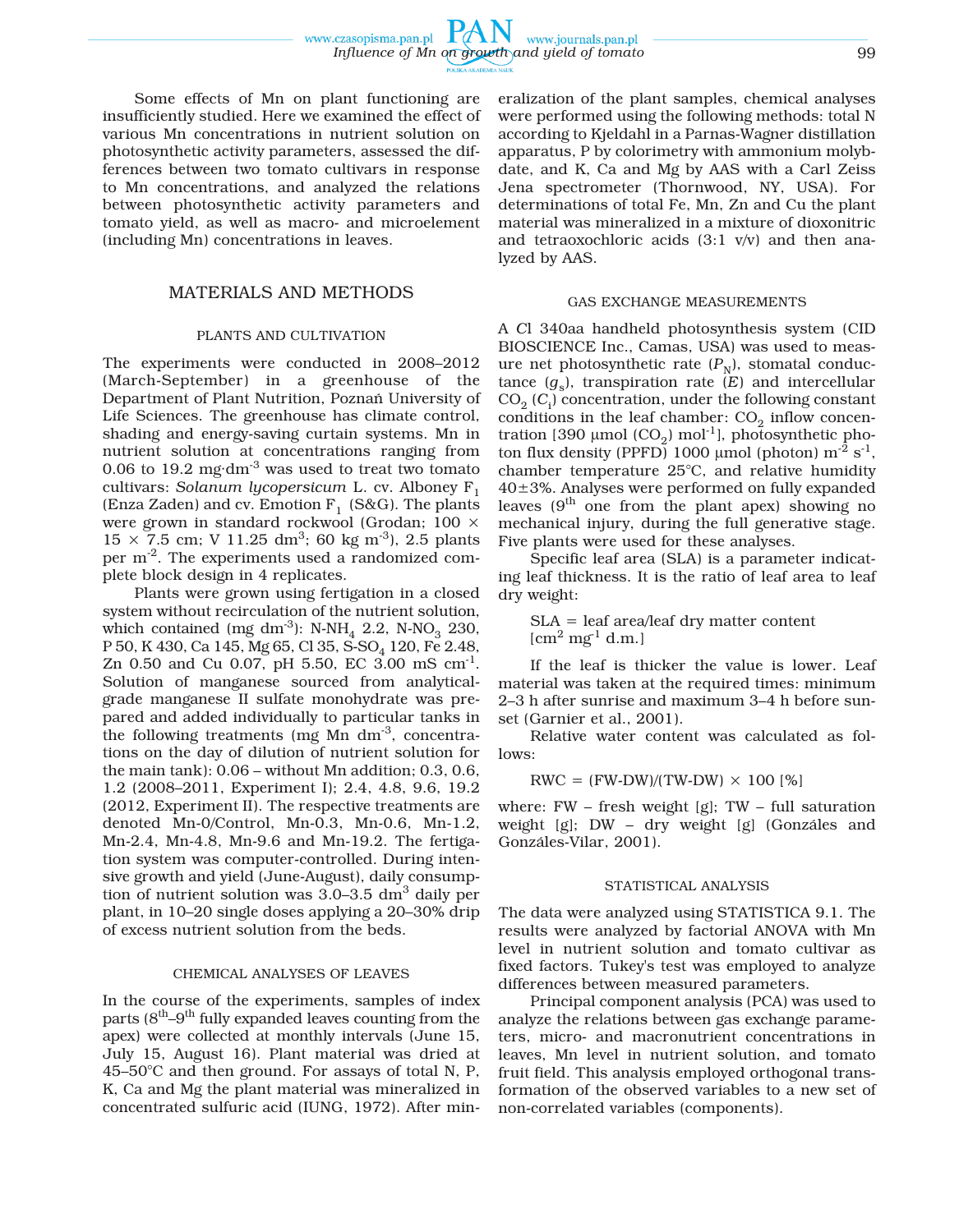Some effects of Mn on plant functioning are insufficiently studied. Here we examined the effect of various Mn concentrations in nutrient solution on photosynthetic activity parameters, assessed the differences between two tomato cultivars in response to Mn concentrations, and analyzed the relations between photosynthetic activity parameters and tomato yield, as well as macro- and microelement (including Mn) concentrations in leaves.

## MATERIALS AND METHODS

### PLANTS AND CULTIVATION

The experiments were conducted in 2008–2012 (March-September) in a greenhouse of the Department of Plant Nutrition, Poznań University of Life Sciences. The greenhouse has climate control, shading and energy-saving curtain systems. Mn in nutrient solution at concentrations ranging from 0.06 to 19.2 mg·dm$^{-3}$ was used to treat two tomato cultivars: *Solanum lycopersicum* L. cv. Alboney $F_1$ (Enza Zaden) and cv. Emotion $F_1$ (S&G). The plants were grown in standard rockwool (Grodan; 100 × 15 × 7.5 cm; V 11.25 dm$^3$; 60 kg m$^{-3}$), 2.5 plants per m$^{-2}$. The experiments used a randomized complete block design in 4 replicates.

Plants were grown using fertigation in a closed system without recirculation of the nutrient solution, which contained (mg dm$^{-3}$): N-$NH_4$ 2.2, N-$NO_3$ 230, P 50, K 430, Ca 145, Mg 65, Cl 35, S-$SO_4$ 120, Fe 2.48, Zn 0.50 and Cu 0.07, pH 5.50, EC 3.00 mS cm$^{-1}$. Solution of manganese sourced from analytical-grade manganese II sulfate monohydrate was prepared and added individually to particular tanks in the following treatments (mg Mn dm$^{-3}$, concentrations on the day of dilution of nutrient solution for the main tank): 0.06 – without Mn addition; 0.3, 0.6, 1.2 (2008–2011, Experiment I); 2.4, 4.8, 9.6, 19.2 (2012, Experiment II). The respective treatments are denoted Mn-0/Control, Mn-0.3, Mn-0.6, Mn-1.2, Mn-2.4, Mn-4.8, Mn-9.6 and Mn-19.2. The fertigation system was computer-controlled. During intensive growth and yield (June-August), daily consumption of nutrient solution was 3.0–3.5 dm$^3$ daily per plant, in 10–20 single doses applying a 20–30% drip of excess nutrient solution from the beds.

### CHEMICAL ANALYSES OF LEAVES

In the course of the experiments, samples of index parts (8$^{th}$–9$^{th}$ fully expanded leaves counting from the apex) were collected at monthly intervals (June 15, July 15, August 16). Plant material was dried at 45–50°C and then ground. For assays of total N, P, K, Ca and Mg the plant material was mineralized in concentrated sulfuric acid (IUNG, 1972). After mineralization of the plant samples, chemical analyses were performed using the following methods: total N according to Kjeldahl in a Parnas-Wagner distillation apparatus, P by colorimetry with ammonium molybdate, and K, Ca and Mg by AAS with a Carl Zeiss Jena spectrometer (Thornwood, NY, USA). For determinations of total Fe, Mn, Zn and Cu the plant material was mineralized in a mixture of dioxonitric and tetraoxochloric acids (3:1 v/v) and then analyzed by AAS.

### GAS EXCHANGE MEASUREMENTS

A *C*I 340aa handheld photosynthesis system (CID BIOSCIENCE Inc., Camas, USA) was used to measure net photosynthetic rate ($P_N$), stomatal conductance ($g_s$), transpiration rate ($E$) and intercellular $CO_2$ ($C_i$) concentration, under the following constant conditions in the leaf chamber: $CO_2$ inflow concentration [390 μmol ($CO_2$) mol$^{-1}$], photosynthetic photon flux density (PPFD) 1000 μmol (photon) m$^{-2}$ s$^{-1}$, chamber temperature 25°C, and relative humidity 40±3%. Analyses were performed on fully expanded leaves (9$^{th}$ one from the plant apex) showing no mechanical injury, during the full generative stage. Five plants were used for these analyses.

Specific leaf area (SLA) is a parameter indicating leaf thickness. It is the ratio of leaf area to leaf dry weight:

SLA = leaf area/leaf dry matter content [cm$^2$ mg$^{-1}$ d.m.]

If the leaf is thicker the value is lower. Leaf material was taken at the required times: minimum 2–3 h after sunrise and maximum 3–4 h before sunset (Garnier et al., 2001).

Relative water content was calculated as follows:

$$RWC = (FW-DW)/(TW-DW) \times 100\ [\%]$$

where: FW – fresh weight [g]; TW – full saturation weight [g]; DW – dry weight [g] (Gonzáles and Gonzáles-Vilar, 2001).

### STATISTICAL ANALYSIS

The data were analyzed using STATISTICA 9.1. The results were analyzed by factorial ANOVA with Mn level in nutrient solution and tomato cultivar as fixed factors. Tukey's test was employed to analyze differences between measured parameters.

Principal component analysis (PCA) was used to analyze the relations between gas exchange parameters, micro- and macronutrient concentrations in leaves, Mn level in nutrient solution, and tomato fruit field. This analysis employed orthogonal transformation of the observed variables to a new set of non-correlated variables (components).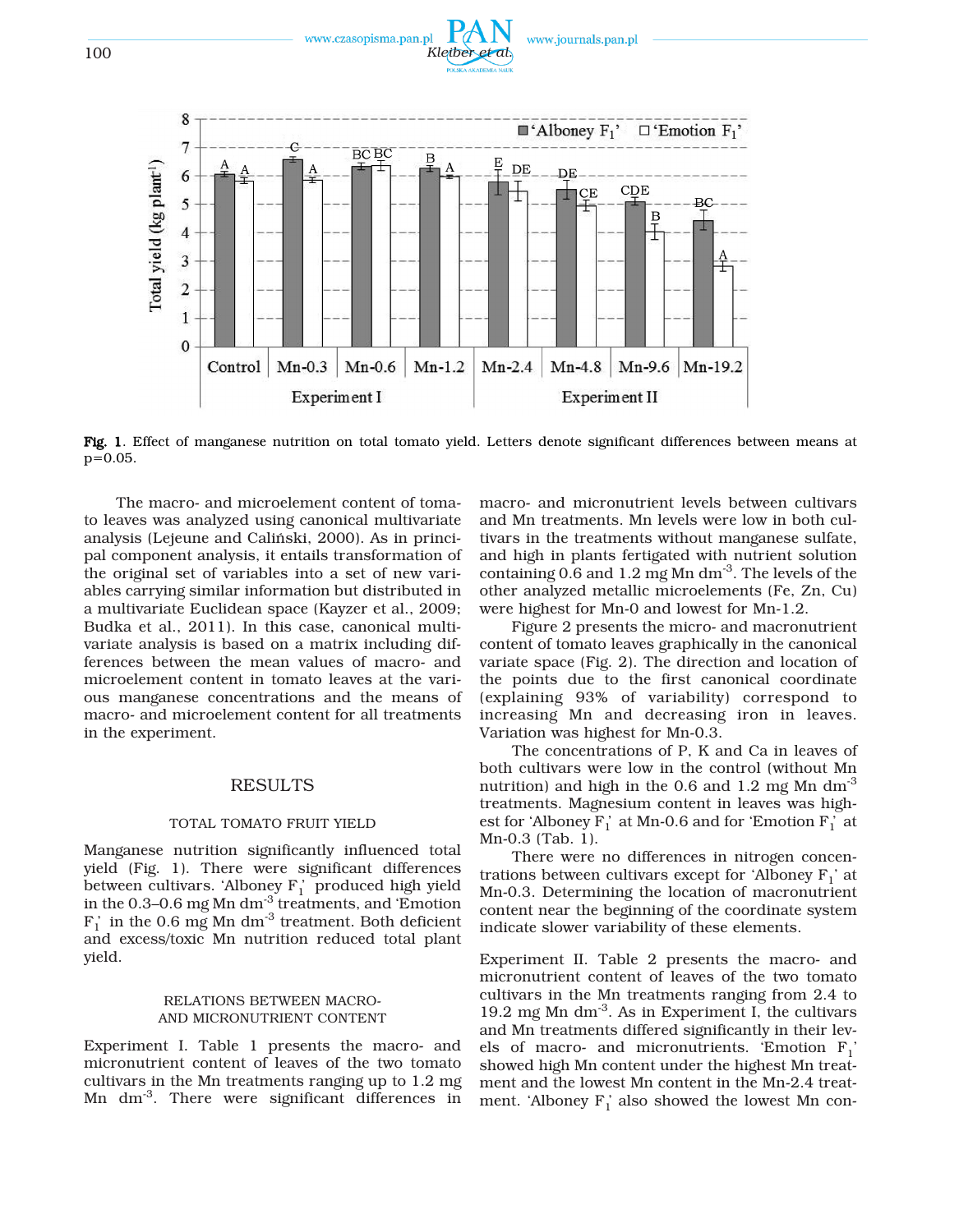Fig. 1. Effect of manganese nutrition on total tomato yield. Letters denote significant differences between means at p=0.05.

The macro- and microelement content of tomato leaves was analyzed using canonical multivariate analysis (Lejeune and Caliński, 2000). As in principal component analysis, it entails transformation of the original set of variables into a set of new variables carrying similar information but distributed in a multivariate Euclidean space (Kayzer et al., 2009; Budka et al., 2011). In this case, canonical multivariate analysis is based on a matrix including differences between the mean values of macro- and microelement content in tomato leaves at the various manganese concentrations and the means of macro- and microelement content for all treatments in the experiment.

## RESULTS

### TOTAL TOMATO FRUIT YIELD

Manganese nutrition significantly influenced total yield (Fig. 1). There were significant differences between cultivars. 'Alboney $F_1$' produced high yield in the 0.3–0.6 mg Mn $dm^{-3}$ treatments, and 'Emotion $F_1$' in the 0.6 mg Mn $dm^{-3}$ treatment. Both deficient and excess/toxic Mn nutrition reduced total plant yield.

### RELATIONS BETWEEN MACRO- AND MICRONUTRIENT CONTENT

Experiment I. Table 1 presents the macro- and micronutrient content of leaves of the two tomato cultivars in the Mn treatments ranging up to 1.2 mg Mn $dm^{-3}$. There were significant differences in macro- and micronutrient levels between cultivars and Mn treatments. Mn levels were low in both cultivars in the treatments without manganese sulfate, and high in plants fertigated with nutrient solution containing 0.6 and 1.2 mg Mn $dm^{-3}$. The levels of the other analyzed metallic microelements (Fe, Zn, Cu) were highest for Mn-0 and lowest for Mn-1.2.

Figure 2 presents the micro- and macronutrient content of tomato leaves graphically in the canonical variate space (Fig. 2). The direction and location of the points due to the first canonical coordinate (explaining 93% of variability) correspond to increasing Mn and decreasing iron in leaves. Variation was highest for Mn-0.3.

The concentrations of P, K and Ca in leaves of both cultivars were low in the control (without Mn nutrition) and high in the 0.6 and 1.2 mg Mn $dm^{-3}$ treatments. Magnesium content in leaves was highest for 'Alboney $F_1$' at Mn-0.6 and for 'Emotion $F_1$' at Mn-0.3 (Tab. 1).

There were no differences in nitrogen concentrations between cultivars except for 'Alboney $F_1$' at Mn-0.3. Determining the location of macronutrient content near the beginning of the coordinate system indicate slower variability of these elements.

Experiment II. Table 2 presents the macro- and micronutrient content of leaves of the two tomato cultivars in the Mn treatments ranging from 2.4 to 19.2 mg Mn $dm^{-3}$. As in Experiment I, the cultivars and Mn treatments differed significantly in their levels of macro- and micronutrients. 'Emotion $F_1$' showed high Mn content under the highest Mn treatment and the lowest Mn content in the Mn-2.4 treatment. 'Alboney $F_1$' also showed the lowest Mn con-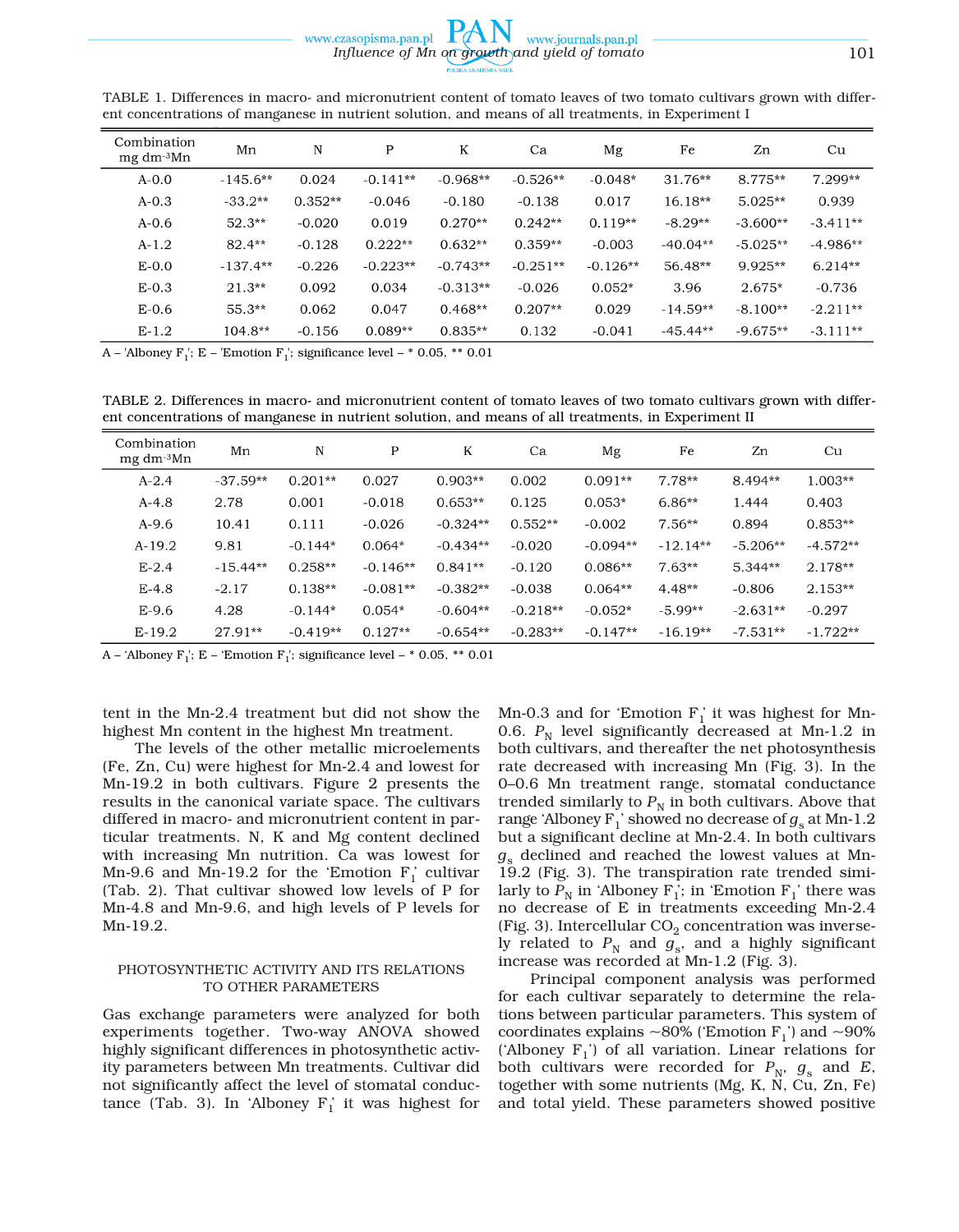TABLE 1. Differences in macro- and micronutrient content of tomato leaves of two tomato cultivars grown with different concentrations of manganese in nutrient solution, and means of all treatments, in Experiment I

| Combination mg dm$^{-3}$Mn | Mn | N | P | K | Ca | Mg | Fe | Zn | Cu |
|---|---|---|---|---|---|---|---|---|---|
| A-0.0 | -145.6** | 0.024 | -0.141** | -0.968** | -0.526** | -0.048* | 31.76** | 8.775** | 7.299** |
| A-0.3 | -33.2** | 0.352** | -0.046 | -0.180 | -0.138 | 0.017 | 16.18** | 5.025** | 0.939 |
| A-0.6 | 52.3** | -0.020 | 0.019 | 0.270** | 0.242** | 0.119** | -8.29** | -3.600** | -3.411** |
| A-1.2 | 82.4** | -0.128 | 0.222** | 0.632** | 0.359** | -0.003 | -40.04** | -5.025** | -4.986** |
| E-0.0 | -137.4** | -0.226 | -0.223** | -0.743** | -0.251** | -0.126** | 56.48** | 9.925** | 6.214** |
| E-0.3 | 21.3** | 0.092 | 0.034 | -0.313** | -0.026 | 0.052* | 3.96 | 2.675* | -0.736 |
| E-0.6 | 55.3** | 0.062 | 0.047 | 0.468** | 0.207** | 0.029 | -14.59** | -8.100** | -2.211** |
| E-1.2 | 104.8** | -0.156 | 0.089** | 0.835** | 0.132 | -0.041 | -45.44** | -9.675** | -3.111** |

A – 'Alboney F$_1$'; E – 'Emotion F$_1$'; significance level – * 0.05, ** 0.01

TABLE 2. Differences in macro- and micronutrient content of tomato leaves of two tomato cultivars grown with different concentrations of manganese in nutrient solution, and means of all treatments, in Experiment II

| Combination mg dm$^{-3}$Mn | Mn | N | P | K | Ca | Mg | Fe | Zn | Cu |
|---|---|---|---|---|---|---|---|---|---|
| A-2.4 | -37.59** | 0.201** | 0.027 | 0.903** | 0.002 | 0.091** | 7.78** | 8.494** | 1.003** |
| A-4.8 | 2.78 | 0.001 | -0.018 | 0.653** | 0.125 | 0.053* | 6.86** | 1.444 | 0.403 |
| A-9.6 | 10.41 | 0.111 | -0.026 | -0.324** | 0.552** | -0.002 | 7.56** | 0.894 | 0.853** |
| A-19.2 | 9.81 | -0.144* | 0.064* | -0.434** | -0.020 | -0.094** | -12.14** | -5.206** | -4.572** |
| E-2.4 | -15.44** | 0.258** | -0.146** | 0.841** | -0.120 | 0.086** | 7.63** | 5.344** | 2.178** |
| E-4.8 | -2.17 | 0.138** | -0.081** | -0.382** | -0.038 | 0.064** | 4.48** | -0.806 | 2.153** |
| E-9.6 | 4.28 | -0.144* | 0.054* | -0.604** | -0.218** | -0.052* | -5.99** | -2.631** | -0.297 |
| E-19.2 | 27.91** | -0.419** | 0.127** | -0.654** | -0.283** | -0.147** | -16.19** | -7.531** | -1.722** |

A – 'Alboney F$_1$'; E – 'Emotion F$_1$'; significance level – * 0.05, ** 0.01

tent in the Mn-2.4 treatment but did not show the highest Mn content in the highest Mn treatment.

The levels of the other metallic microelements (Fe, Zn, Cu) were highest for Mn-2.4 and lowest for Mn-19.2 in both cultivars. Figure 2 presents the results in the canonical variate space. The cultivars differed in macro- and micronutrient content in particular treatments. N, K and Mg content declined with increasing Mn nutrition. Ca was lowest for Mn-9.6 and Mn-19.2 for the 'Emotion F$_1$' cultivar (Tab. 2). That cultivar showed low levels of P for Mn-4.8 and Mn-9.6, and high levels of P levels for Mn-19.2.

## PHOTOSYNTHETIC ACTIVITY AND ITS RELATIONS TO OTHER PARAMETERS

Gas exchange parameters were analyzed for both experiments together. Two-way ANOVA showed highly significant differences in photosynthetic activity parameters between Mn treatments. Cultivar did not significantly affect the level of stomatal conductance (Tab. 3). In 'Alboney F$_1$' it was highest for Mn-0.3 and for 'Emotion F$_1$' it was highest for Mn-0.6. $P_N$ level significantly decreased at Mn-1.2 in both cultivars, and thereafter the net photosynthesis rate decreased with increasing Mn (Fig. 3). In the 0–0.6 Mn treatment range, stomatal conductance trended similarly to $P_N$ in both cultivars. Above that range 'Alboney F$_1$' showed no decrease of $g_s$ at Mn-1.2 but a significant decline at Mn-2.4. In both cultivars $g_s$ declined and reached the lowest values at Mn-19.2 (Fig. 3). The transpiration rate trended similarly to $P_N$ in 'Alboney F$_1$'; in 'Emotion F$_1$' there was no decrease of E in treatments exceeding Mn-2.4 (Fig. 3). Intercellular $CO_2$ concentration was inversely related to $P_N$ and $g_s$, and a highly significant increase was recorded at Mn-1.2 (Fig. 3).

Principal component analysis was performed for each cultivar separately to determine the relations between particular parameters. This system of coordinates explains ~80% ('Emotion F$_1$') and ~90% ('Alboney F$_1$') of all variation. Linear relations for both cultivars were recorded for $P_N$, $g_s$ and $E$, together with some nutrients (Mg, K, N, Cu, Zn, Fe) and total yield. These parameters showed positive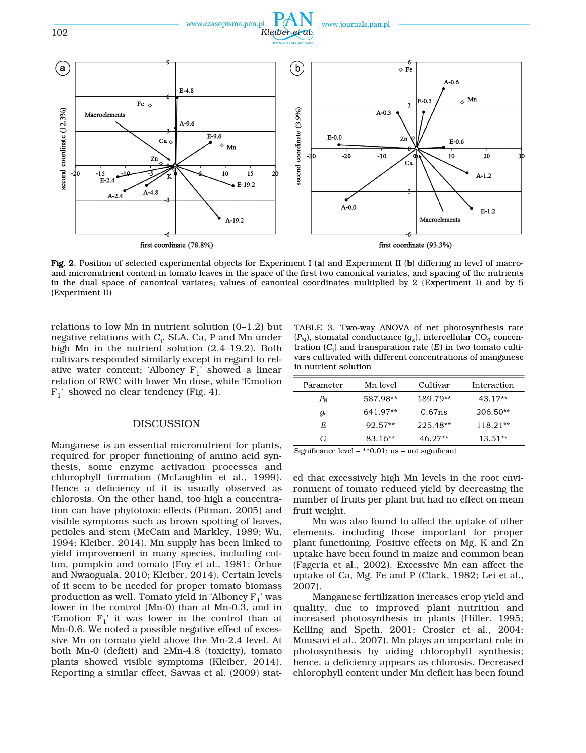Fig. 2. Position of selected experimental objects for Experiment I (a) and Experiment II (b) differing in level of macro- and micronutrient content in tomato leaves in the space of the first two canonical variates, and spacing of the nutrients in the dual space of canonical variates; values of canonical coordinates multiplied by 2 (Experiment I) and by 5 (Experiment II)

relations to low Mn in nutrient solution (0–1.2) but negative relations with $C_i$, SLA, Ca, P and Mn under high Mn in the nutrient solution (2.4–19.2). Both cultivars responded similarly except in regard to relative water content; 'Alboney $F_1$' showed a linear relation of RWC with lower Mn dose, while 'Emotion $F_1$' showed no clear tendency (Fig. 4).

## DISCUSSION

Manganese is an essential micronutrient for plants, required for proper functioning of amino acid synthesis, some enzyme activation processes and chlorophyll formation (McLaughlin et al., 1999). Hence a deficiency of it is usually observed as chlorosis. On the other hand, too high a concentration can have phytotoxic effects (Pitman, 2005) and visible symptoms such as brown spotting of leaves, petioles and stem (McCain and Markley, 1989; Wu, 1994; Kleiber, 2014). Mn supply has been linked to yield improvement in many species, including cotton, pumpkin and tomato (Foy et al., 1981; Orhue and Nwaoguala, 2010; Kleiber, 2014). Certain levels of it seem to be needed for proper tomato biomass production as well. Tomato yield in 'Alboney $F_1$' was lower in the control (Mn-0) than at Mn-0.3, and in 'Emotion $F_1$' it was lower in the control than at Mn-0.6. We noted a possible negative effect of excessive Mn on tomato yield above the Mn-2.4 level. At both Mn-0 (deficit) and ≥Mn-4.8 (toxicity), tomato plants showed visible symptoms (Kleiber, 2014). Reporting a similar effect, Savvas et al. (2009) stated that excessively high Mn levels in the root environment of tomato reduced yield by decreasing the number of fruits per plant but had no effect on mean fruit weight.

TABLE 3. Two-way ANOVA of net photosynthesis rate ($P_N$), stomatal conductance ($g_s$), intercellular $CO_2$ concentration ($C_i$) and transpiration rate ($E$) in two tomato cultivars cultivated with different concentrations of manganese in nutrient solution

| Parameter | Mn level | Cultivar | Interaction |
|---|---|---|---|
| $P_N$ | 587.98** | 189.79** | 43.17** |
| $g_s$ | 641.97** | 0.67ns | 206.50** |
| $E$ | 92.57** | 225.48** | 118.21** |
| $C_i$ | 83.16** | 46.27** | 13.51** |

Significance level – **0.01; ns – not significant

Mn was also found to affect the uptake of other elements, including those important for proper plant functioning. Positive effects on Mg, K and Zn uptake have been found in maize and common bean (Fageria et al., 2002). Excessive Mn can affect the uptake of Ca, Mg, Fe and P (Clark, 1982; Lei et al., 2007).

Manganese fertilization increases crop yield and quality, due to improved plant nutrition and increased photosynthesis in plants (Hiller, 1995; Kelling and Speth, 2001; Crosier et al., 2004; Mousavi et al., 2007). Mn plays an important role in photosynthesis by aiding chlorophyll synthesis; hence, a deficiency appears as chlorosis. Decreased chlorophyll content under Mn deficit has been found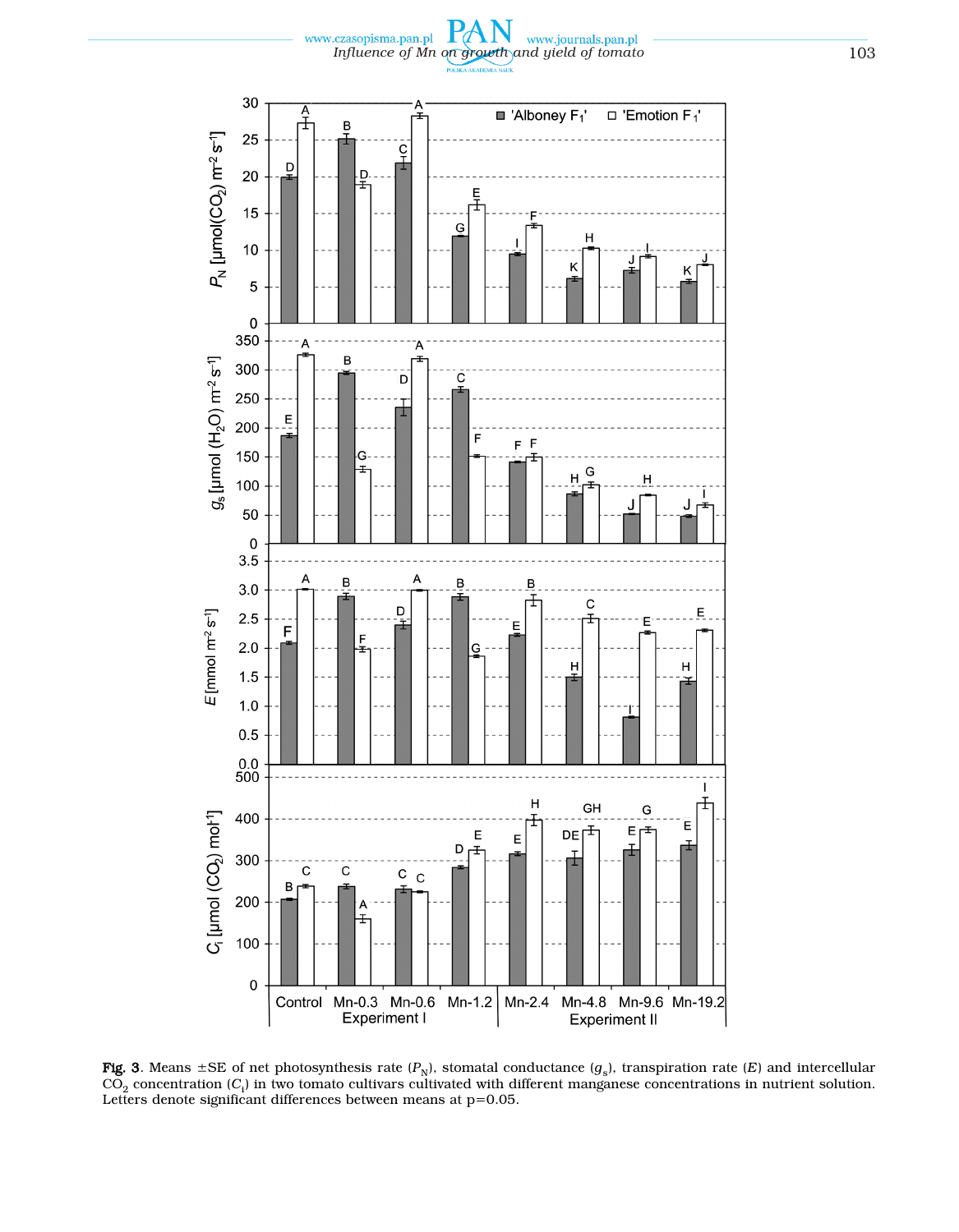**Fig. 3**. Means ±SE of net photosynthesis rate ($P_N$), stomatal conductance ($g_s$), transpiration rate ($E$) and intercellular $CO_2$ concentration ($C_i$) in two tomato cultivars cultivated with different manganese concentrations in nutrient solution. Letters denote significant differences between means at p=0.05.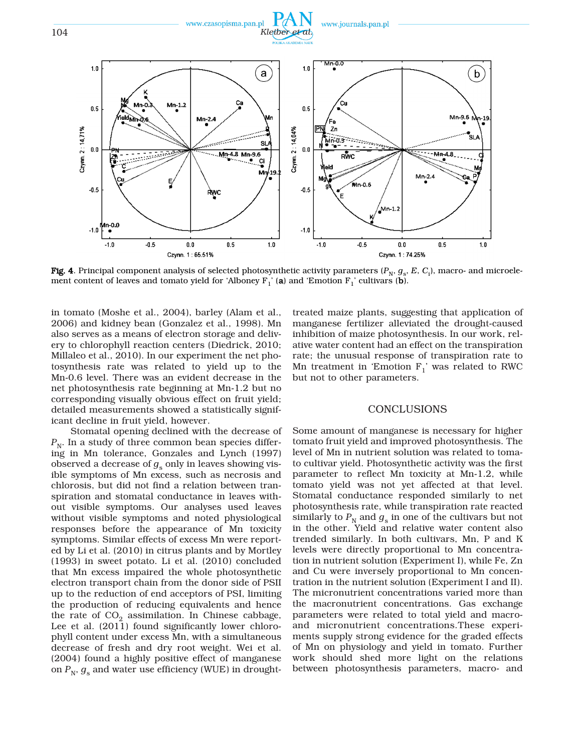**Fig. 4.** Principal component analysis of selected photosynthetic activity parameters ($P_N$, $g_s$, $E$, $C_i$), macro- and microelement content of leaves and tomato yield for 'Alboney $F_1$' (**a**) and 'Emotion $F_1$' cultivars (**b**).

in tomato (Moshe et al., 2004), barley (Alam et al., 2006) and kidney bean (Gonzalez et al., 1998). Mn also serves as a means of electron storage and delivery to chlorophyll reaction centers (Diedrick, 2010; Millaleo et al., 2010). In our experiment the net photosynthesis rate was related to yield up to the Mn-0.6 level. There was an evident decrease in the net photosynthesis rate beginning at Mn-1.2 but no corresponding visually obvious effect on fruit yield; detailed measurements showed a statistically significant decline in fruit yield, however.

Stomatal opening declined with the decrease of $P_N$. In a study of three common bean species differing in Mn tolerance, Gonzales and Lynch (1997) observed a decrease of $g_s$ only in leaves showing visible symptoms of Mn excess, such as necrosis and chlorosis, but did not find a relation between transpiration and stomatal conductance in leaves without visible symptoms. Our analyses used leaves without visible symptoms and noted physiological responses before the appearance of Mn toxicity symptoms. Similar effects of excess Mn were reported by Li et al. (2010) in citrus plants and by Mortley (1993) in sweet potato. Li et al. (2010) concluded that Mn excess impaired the whole photosynthetic electron transport chain from the donor side of PSII up to the reduction of end acceptors of PSI, limiting the production of reducing equivalents and hence the rate of $CO_2$ assimilation. In Chinese cabbage, Lee et al. (2011) found significantly lower chlorophyll content under excess Mn, with a simultaneous decrease of fresh and dry root weight. Wei et al. (2004) found a highly positive effect of manganese on $P_N$, $g_s$ and water use efficiency (WUE) in drought-treated maize plants, suggesting that application of manganese fertilizer alleviated the drought-caused inhibition of maize photosynthesis. In our work, relative water content had an effect on the transpiration rate; the unusual response of transpiration rate to Mn treatment in 'Emotion $F_1$' was related to RWC but not to other parameters.

## CONCLUSIONS

Some amount of manganese is necessary for higher tomato fruit yield and improved photosynthesis. The level of Mn in nutrient solution was related to tomato cultivar yield. Photosynthetic activity was the first parameter to reflect Mn toxicity at Mn-1.2, while tomato yield was not yet affected at that level. Stomatal conductance responded similarly to net photosynthesis rate, while transpiration rate reacted similarly to $P_N$ and $g_s$ in one of the cultivars but not in the other. Yield and relative water content also trended similarly. In both cultivars, Mn, P and K levels were directly proportional to Mn concentration in nutrient solution (Experiment I), while Fe, Zn and Cu were inversely proportional to Mn concentration in the nutrient solution (Experiment I and II). The micronutrient concentrations varied more than the macronutrient concentrations. Gas exchange parameters were related to total yield and macro- and micronutrient concentrations.These experiments supply strong evidence for the graded effects of Mn on physiology and yield in tomato. Further work should shed more light on the relations between photosynthesis parameters, macro- and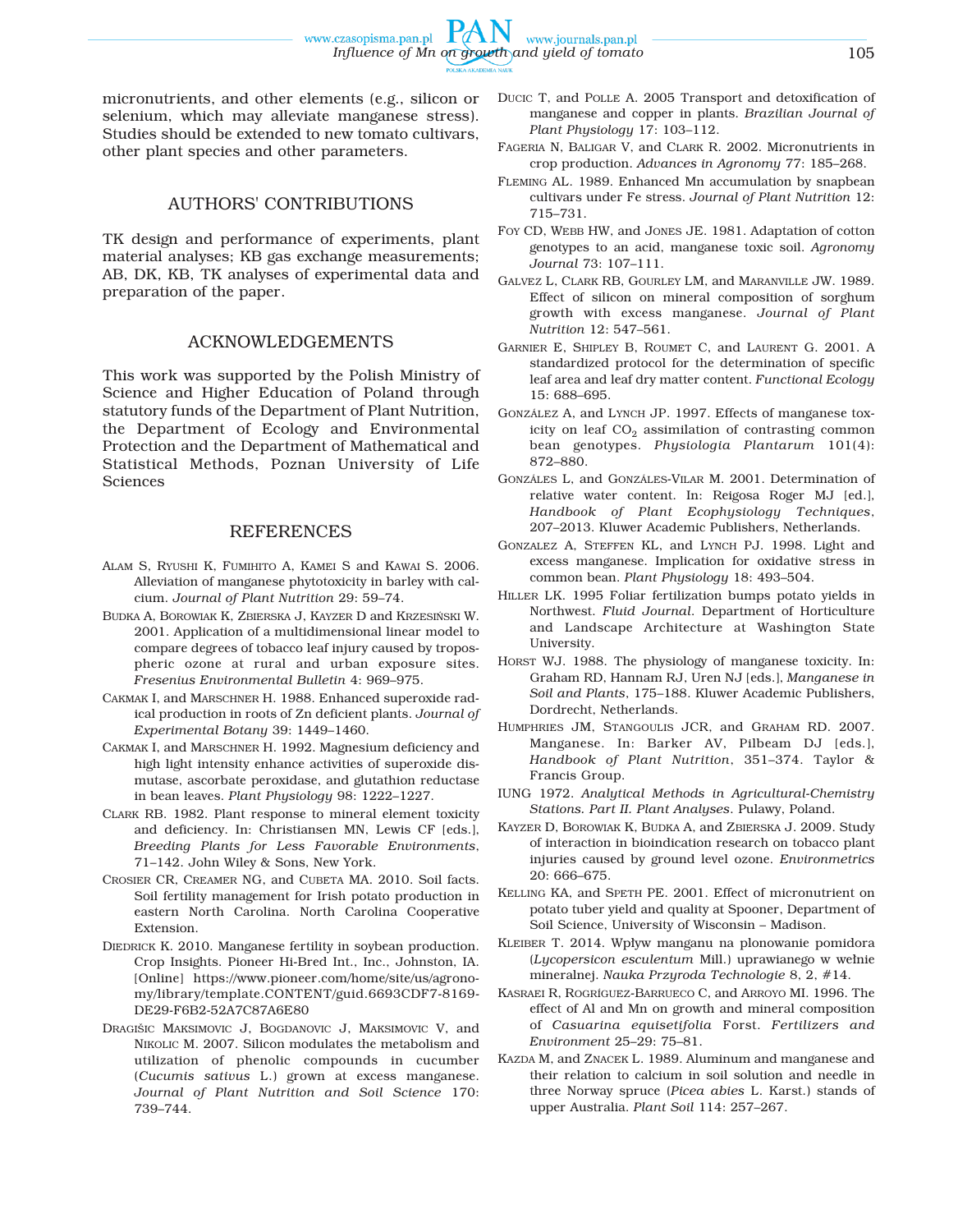micronutrients, and other elements (e.g., silicon or selenium, which may alleviate manganese stress). Studies should be extended to new tomato cultivars, other plant species and other parameters.

## AUTHORS' CONTRIBUTIONS

TK design and performance of experiments, plant material analyses; KB gas exchange measurements; AB, DK, KB, TK analyses of experimental data and preparation of the paper.

## ACKNOWLEDGEMENTS

This work was supported by the Polish Ministry of Science and Higher Education of Poland through statutory funds of the Department of Plant Nutrition, the Department of Ecology and Environmental Protection and the Department of Mathematical and Statistical Methods, Poznan University of Life Sciences

## REFERENCES

Alam S, Ryushi K, Fumihito A, Kamei S and Kawai S. 2006. Alleviation of manganese phytotoxicity in barley with calcium. *Journal of Plant Nutrition* 29: 59–74.

Budka A, Borowiak K, Zbierska J, Kayzer D and Krzesiński W. 2001. Application of a multidimensional linear model to compare degrees of tobacco leaf injury caused by tropospheric ozone at rural and urban exposure sites. *Fresenius Environmental Bulletin* 4: 969–975.

Cakmak I, and Marschner H. 1988. Enhanced superoxide radical production in roots of Zn deficient plants. *Journal of Experimental Botany* 39: 1449–1460.

Cakmak I, and Marschner H. 1992. Magnesium deficiency and high light intensity enhance activities of superoxide dismutase, ascorbate peroxidase, and glutathion reductase in bean leaves. *Plant Physiology* 98: 1222–1227.

Clark RB. 1982. Plant response to mineral element toxicity and deficiency. In: Christiansen MN, Lewis CF [eds.], *Breeding Plants for Less Favorable Environments*, 71–142. John Wiley & Sons, New York.

Crosier CR, Creamer NG, and Cubeta MA. 2010. Soil facts. Soil fertility management for Irish potato production in eastern North Carolina. North Carolina Cooperative Extension.

Diedrick K. 2010. Manganese fertility in soybean production. Crop Insights. Pioneer Hi-Bred Int., Inc., Johnston, IA. [Online] https://www.pioneer.com/home/site/us/agronomy/library/template.CONTENT/guid.6693CDF7-8169-DE29-F6B2-52A7C87A6E80

Dragišic Maksimovic J, Bogdanovic J, Maksimovic V, and Nikolic M. 2007. Silicon modulates the metabolism and utilization of phenolic compounds in cucumber (*Cucumis sativus* L.) grown at excess manganese. *Journal of Plant Nutrition and Soil Science* 170: 739–744.

Ducic T, and Polle A. 2005 Transport and detoxification of manganese and copper in plants. *Brazilian Journal of Plant Physiology* 17: 103–112.

Fageria N, Baligar V, and Clark R. 2002. Micronutrients in crop production. *Advances in Agronomy* 77: 185–268.

Fleming AL. 1989. Enhanced Mn accumulation by snapbean cultivars under Fe stress. *Journal of Plant Nutrition* 12: 715–731.

Foy CD, Webb HW, and Jones JE. 1981. Adaptation of cotton genotypes to an acid, manganese toxic soil. *Agronomy Journal* 73: 107–111.

Galvez L, Clark RB, Gourley LM, and Maranville JW. 1989. Effect of silicon on mineral composition of sorghum growth with excess manganese. *Journal of Plant Nutrition* 12: 547–561.

Garnier E, Shipley B, Roumet C, and Laurent G. 2001. A standardized protocol for the determination of specific leaf area and leaf dry matter content. *Functional Ecology* 15: 688–695.

González A, and Lynch JP. 1997. Effects of manganese toxicity on leaf $CO_2$ assimilation of contrasting common bean genotypes. *Physiologia Plantarum* 101(4): 872–880.

Gonzáles L, and Gonzáles-Vilar M. 2001. Determination of relative water content. In: Reigosa Roger MJ [ed.], *Handbook of Plant Ecophysiology Techniques*, 207–2013. Kluwer Academic Publishers, Netherlands.

Gonzalez A, Steffen KL, and Lynch PJ. 1998. Light and excess manganese. Implication for oxidative stress in common bean. *Plant Physiology* 18: 493–504.

Hiller LK. 1995 Foliar fertilization bumps potato yields in Northwest. *Fluid Journal*. Department of Horticulture and Landscape Architecture at Washington State University.

Horst WJ. 1988. The physiology of manganese toxicity. In: Graham RD, Hannam RJ, Uren NJ [eds.], *Manganese in Soil and Plants*, 175–188. Kluwer Academic Publishers, Dordrecht, Netherlands.

Humphries JM, Stangoulis JCR, and Graham RD. 2007. Manganese. In: Barker AV, Pilbeam DJ [eds.], *Handbook of Plant Nutrition*, 351–374. Taylor & Francis Group.

IUNG 1972. *Analytical Methods in Agricultural-Chemistry Stations. Part II. Plant Analyses*. Pulawy, Poland.

Kayzer D, Borowiak K, Budka A, and Zbierska J. 2009. Study of interaction in bioindication research on tobacco plant injuries caused by ground level ozone. *Environmetrics* 20: 666–675.

Kelling KA, and Speth PE. 2001. Effect of micronutrient on potato tuber yield and quality at Spooner, Department of Soil Science, University of Wisconsin – Madison.

Kleiber T. 2014. Wpływ manganu na plonowanie pomidora (*Lycopersicon esculentum* Mill.) uprawianego w wełnie mineralnej. *Nauka Przyroda Technologie* 8, 2, #14.

Kasraei R, Rogríguez-Barrueco C, and Arroyo MI. 1996. The effect of Al and Mn on growth and mineral composition of *Casuarina equisetifolia* Forst. *Fertilizers and Environment* 25–29: 75–81.

Kazda M, and Znacek L. 1989. Aluminum and manganese and their relation to calcium in soil solution and needle in three Norway spruce (*Picea abies* L. Karst.) stands of upper Australia. *Plant Soil* 114: 257–267.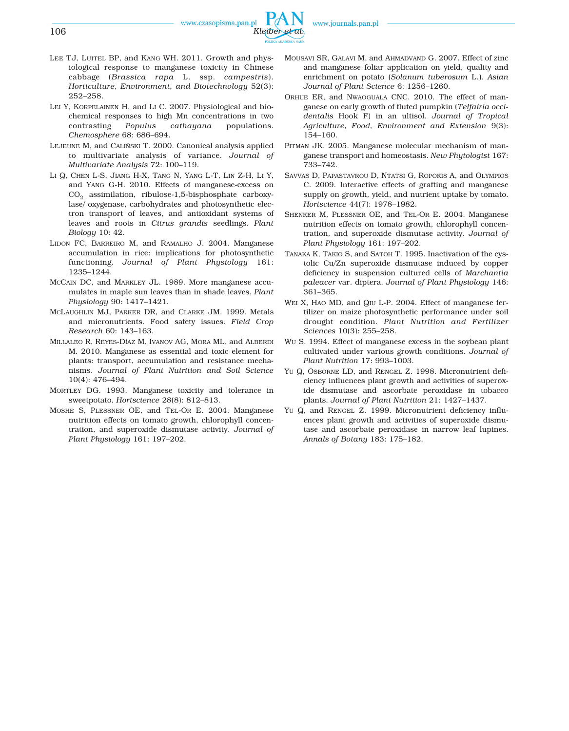LEE TJ, LUITEL BP, and KANG WH. 2011. Growth and physiological response to manganese toxicity in Chinese cabbage (*Brassica rapa* L. ssp. *campestris*). *Horticulture, Environment, and Biotechnology* 52(3): 252–258.

LEI Y, KORPELAINEN H, and LI C. 2007. Physiological and biochemical responses to high Mn concentrations in two contrasting *Populus cathayana* populations. *Chemosphere* 68: 686–694.

LEJEUNE M, and CALIŃSKI T. 2000. Canonical analysis applied to multivariate analysis of variance. *Journal of Multivariate Analysis* 72: 100–119.

LI Q, CHEN L-S, JIANG H-X, TANG N, YANG L-T, LIN Z-H, LI Y, and YANG G-H. 2010. Effects of manganese-excess on $CO_2$ assimilation, ribulose-1,5-bisphosphate carboxylase/ oxygenase, carbohydrates and photosynthetic electron transport of leaves, and antioxidant systems of leaves and roots in *Citrus grandis* seedlings. *Plant Biology* 10: 42.

LIDON FC, BARREIRO M, and RAMALHO J. 2004. Manganese accumulation in rice: implications for photosynthetic functioning. *Journal of Plant Physiology* 161: 1235–1244.

MCCAIN DC, and MARKLEY JL. 1989. More manganese accumulates in maple sun leaves than in shade leaves. *Plant Physiology* 90: 1417–1421.

MCLAUGHLIN MJ, PARKER DR, and CLARKE JM. 1999. Metals and micronutrients. Food safety issues. *Field Crop Research* 60: 143–163.

MILLALEO R, REYES-DÍAZ M, IVANOV AG, MORA ML, and ALBERDI M. 2010. Manganese as essential and toxic element for plants: transport, accumulation and resistance mechanisms. *Journal of Plant Nutrition and Soil Science* 10(4): 476–494.

MORTLEY DG. 1993. Manganese toxicity and tolerance in sweetpotato. *Hortscience* 28(8): 812–813.

MOSHE S, PLESSNER OE, and TEL-OR E. 2004. Manganese nutrition effects on tomato growth, chlorophyll concentration, and superoxide dismutase activity. *Journal of Plant Physiology* 161: 197–202.

MOUSAVI SR, GALAVI M, and AHMADVAND G. 2007. Effect of zinc and manganese foliar application on yield, quality and enrichment on potato (*Solanum tuberosum* L.). *Asian Journal of Plant Science* 6: 1256–1260.

ORHUE ER, and NWAOGUALA CNC. 2010. The effect of manganese on early growth of fluted pumpkin (*Telfairia occidentalis* Hook F) in an ultisol. *Journal of Tropical Agriculture, Food, Environment and Extension* 9(3): 154–160.

PITMAN JK. 2005. Manganese molecular mechanism of manganese transport and homeostasis. *New Phytologist* 167: 733–742.

SAVVAS D, PAPASTAVROU D, NTATSI G, ROPOKIS A, and OLYMPIOS C. 2009. Interactive effects of grafting and manganese supply on growth, yield, and nutrient uptake by tomato. *Hortscience* 44(7): 1978–1982.

SHENKER M, PLESSNER OE, and TEL-OR E. 2004. Manganese nutrition effects on tomato growth, chlorophyll concentration, and superoxide dismutase activity. *Journal of Plant Physiology* 161: 197–202.

TANAKA K, TAKIO S, and SATOH T. 1995. Inactivation of the cystolic Cu/Zn superoxide dismutase induced by copper deficiency in suspension cultured cells of *Marchantia paleacer* var. diptera. *Journal of Plant Physiology* 146: 361–365.

WEI X, HAO MD, and QIU L-P. 2004. Effect of manganese fertilizer on maize photosynthetic performance under soil drought condition. *Plant Nutrition and Fertilizer Sciences* 10(3): 255–258.

WU S. 1994. Effect of manganese excess in the soybean plant cultivated under various growth conditions. *Journal of Plant Nutrition* 17: 993–1003.

YU Q, OSBORNE LD, and RENGEL Z. 1998. Micronutrient deficiency influences plant growth and activities of superoxide dismutase and ascorbate peroxidase in tobacco plants. *Journal of Plant Nutrition* 21: 1427–1437.

YU Q, and RENGEL Z. 1999. Micronutrient deficiency influences plant growth and activities of superoxide dismutase and ascorbate peroxidase in narrow leaf lupines. *Annals of Botany* 183: 175–182.